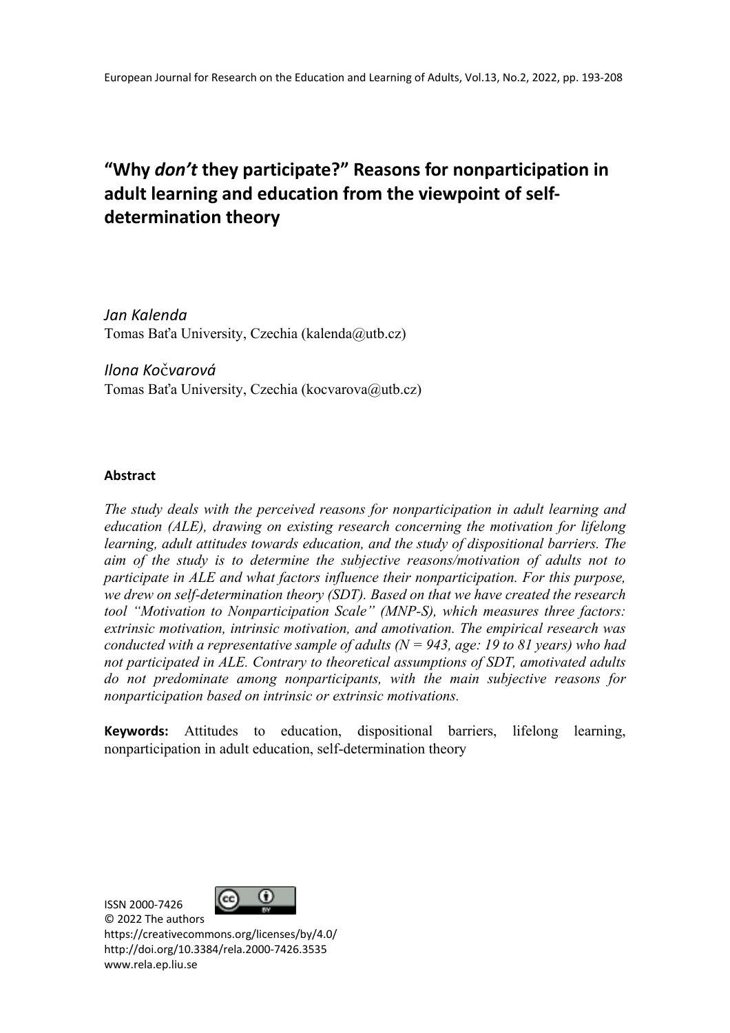# “Why *don’t* they participate?” Reasons for nonparticipation in adult learning and education from the viewpoint of self-determination theory

*Jan Kalenda*
Tomas Baťa University, Czechia (kalenda@utb.cz)

*Ilona Kočvarová*
Tomas Baťa University, Czechia (kocvarova@utb.cz)

**Abstract**

*The study deals with the perceived reasons for nonparticipation in adult learning and education (ALE), drawing on existing research concerning the motivation for lifelong learning, adult attitudes towards education, and the study of dispositional barriers. The aim of the study is to determine the subjective reasons/motivation of adults not to participate in ALE and what factors influence their nonparticipation. For this purpose, we drew on self-determination theory (SDT). Based on that we have created the research tool “Motivation to Nonparticipation Scale” (MNP-S), which measures three factors: extrinsic motivation, intrinsic motivation, and amotivation. The empirical research was conducted with a representative sample of adults (N = 943, age: 19 to 81 years) who had not participated in ALE. Contrary to theoretical assumptions of SDT, amotivated adults do not predominate among nonparticipants, with the main subjective reasons for nonparticipation based on intrinsic or extrinsic motivations.*

**Keywords:** Attitudes to education, dispositional barriers, lifelong learning, nonparticipation in adult education, self-determination theory

ISSN 2000-7426
© 2022 The authors
https://creativecommons.org/licenses/by/4.0/
http://doi.org/10.3384/rela.2000-7426.3535
www.rela.ep.liu.se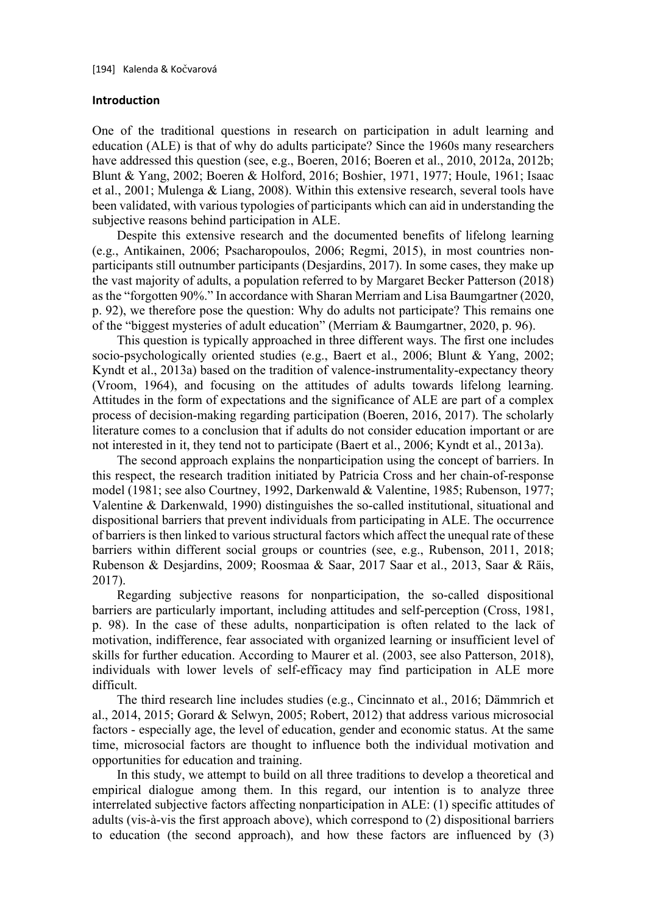## Introduction

One of the traditional questions in research on participation in adult learning and education (ALE) is that of why do adults participate? Since the 1960s many researchers have addressed this question (see, e.g., Boeren, 2016; Boeren et al., 2010, 2012a, 2012b; Blunt & Yang, 2002; Boeren & Holford, 2016; Boshier, 1971, 1977; Houle, 1961; Isaac et al., 2001; Mulenga & Liang, 2008). Within this extensive research, several tools have been validated, with various typologies of participants which can aid in understanding the subjective reasons behind participation in ALE.

Despite this extensive research and the documented benefits of lifelong learning (e.g., Antikainen, 2006; Psacharopoulos, 2006; Regmi, 2015), in most countries non-participants still outnumber participants (Desjardins, 2017). In some cases, they make up the vast majority of adults, a population referred to by Margaret Becker Patterson (2018) as the "forgotten 90%." In accordance with Sharan Merriam and Lisa Baumgartner (2020, p. 92), we therefore pose the question: Why do adults not participate? This remains one of the "biggest mysteries of adult education" (Merriam & Baumgartner, 2020, p. 96).

This question is typically approached in three different ways. The first one includes socio-psychologically oriented studies (e.g., Baert et al., 2006; Blunt & Yang, 2002; Kyndt et al., 2013a) based on the tradition of valence-instrumentality-expectancy theory (Vroom, 1964), and focusing on the attitudes of adults towards lifelong learning. Attitudes in the form of expectations and the significance of ALE are part of a complex process of decision-making regarding participation (Boeren, 2016, 2017). The scholarly literature comes to a conclusion that if adults do not consider education important or are not interested in it, they tend not to participate (Baert et al., 2006; Kyndt et al., 2013a).

The second approach explains the nonparticipation using the concept of barriers. In this respect, the research tradition initiated by Patricia Cross and her chain-of-response model (1981; see also Courtney, 1992, Darkenwald & Valentine, 1985; Rubenson, 1977; Valentine & Darkenwald, 1990) distinguishes the so-called institutional, situational and dispositional barriers that prevent individuals from participating in ALE. The occurrence of barriers is then linked to various structural factors which affect the unequal rate of these barriers within different social groups or countries (see, e.g., Rubenson, 2011, 2018; Rubenson & Desjardins, 2009; Roosmaa & Saar, 2017 Saar et al., 2013, Saar & Räis, 2017).

Regarding subjective reasons for nonparticipation, the so-called dispositional barriers are particularly important, including attitudes and self-perception (Cross, 1981, p. 98). In the case of these adults, nonparticipation is often related to the lack of motivation, indifference, fear associated with organized learning or insufficient level of skills for further education. According to Maurer et al. (2003, see also Patterson, 2018), individuals with lower levels of self-efficacy may find participation in ALE more difficult.

The third research line includes studies (e.g., Cincinnato et al., 2016; Dämmrich et al., 2014, 2015; Gorard & Selwyn, 2005; Robert, 2012) that address various microsocial factors - especially age, the level of education, gender and economic status. At the same time, microsocial factors are thought to influence both the individual motivation and opportunities for education and training.

In this study, we attempt to build on all three traditions to develop a theoretical and empirical dialogue among them. In this regard, our intention is to analyze three interrelated subjective factors affecting nonparticipation in ALE: (1) specific attitudes of adults (vis-à-vis the first approach above), which correspond to (2) dispositional barriers to education (the second approach), and how these factors are influenced by (3)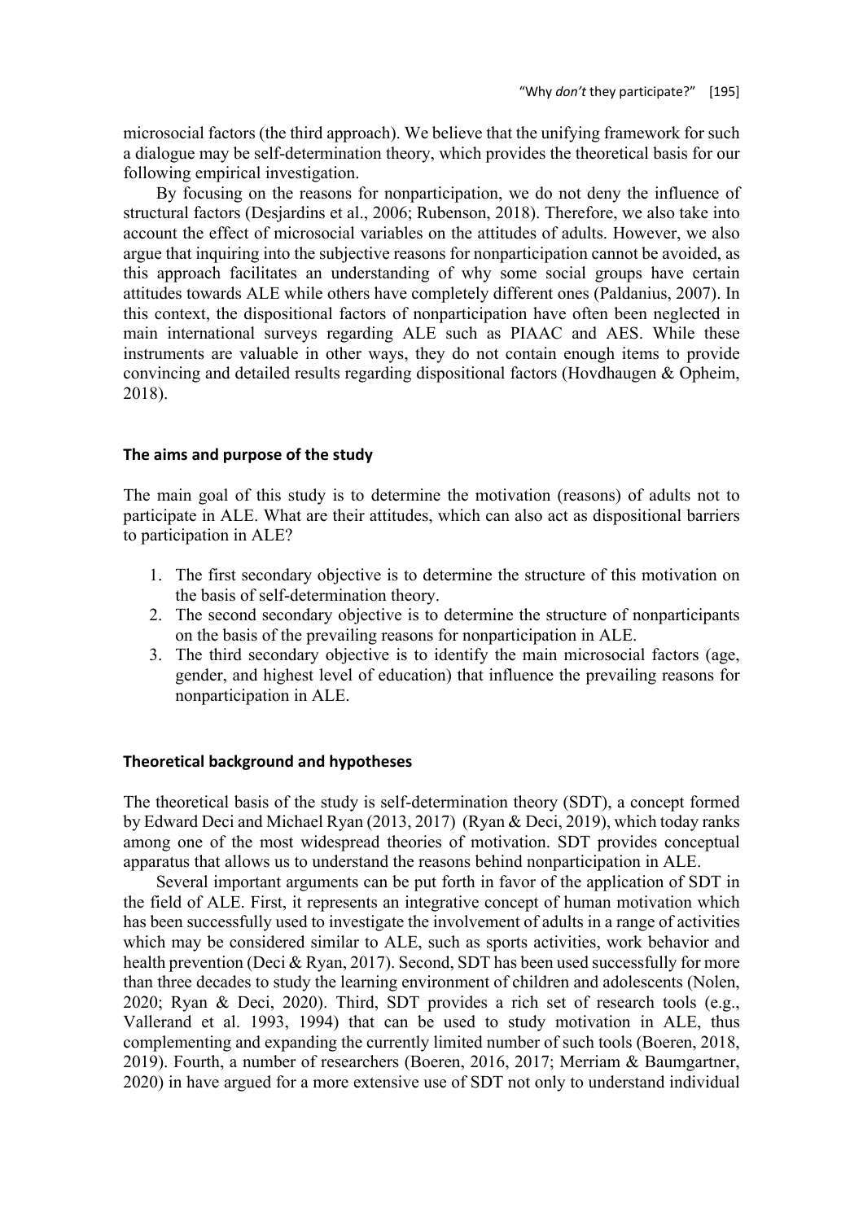microsocial factors (the third approach). We believe that the unifying framework for such a dialogue may be self-determination theory, which provides the theoretical basis for our following empirical investigation.

By focusing on the reasons for nonparticipation, we do not deny the influence of structural factors (Desjardins et al., 2006; Rubenson, 2018). Therefore, we also take into account the effect of microsocial variables on the attitudes of adults. However, we also argue that inquiring into the subjective reasons for nonparticipation cannot be avoided, as this approach facilitates an understanding of why some social groups have certain attitudes towards ALE while others have completely different ones (Paldanius, 2007). In this context, the dispositional factors of nonparticipation have often been neglected in main international surveys regarding ALE such as PIAAC and AES. While these instruments are valuable in other ways, they do not contain enough items to provide convincing and detailed results regarding dispositional factors (Hovdhaugen & Opheim, 2018).

## The aims and purpose of the study

The main goal of this study is to determine the motivation (reasons) of adults not to participate in ALE. What are their attitudes, which can also act as dispositional barriers to participation in ALE?

1. The first secondary objective is to determine the structure of this motivation on the basis of self-determination theory.
2. The second secondary objective is to determine the structure of nonparticipants on the basis of the prevailing reasons for nonparticipation in ALE.
3. The third secondary objective is to identify the main microsocial factors (age, gender, and highest level of education) that influence the prevailing reasons for nonparticipation in ALE.

## Theoretical background and hypotheses

The theoretical basis of the study is self-determination theory (SDT), a concept formed by Edward Deci and Michael Ryan (2013, 2017) (Ryan & Deci, 2019), which today ranks among one of the most widespread theories of motivation. SDT provides conceptual apparatus that allows us to understand the reasons behind nonparticipation in ALE.

Several important arguments can be put forth in favor of the application of SDT in the field of ALE. First, it represents an integrative concept of human motivation which has been successfully used to investigate the involvement of adults in a range of activities which may be considered similar to ALE, such as sports activities, work behavior and health prevention (Deci & Ryan, 2017). Second, SDT has been used successfully for more than three decades to study the learning environment of children and adolescents (Nolen, 2020; Ryan & Deci, 2020). Third, SDT provides a rich set of research tools (e.g., Vallerand et al. 1993, 1994) that can be used to study motivation in ALE, thus complementing and expanding the currently limited number of such tools (Boeren, 2018, 2019). Fourth, a number of researchers (Boeren, 2016, 2017; Merriam & Baumgartner, 2020) in have argued for a more extensive use of SDT not only to understand individual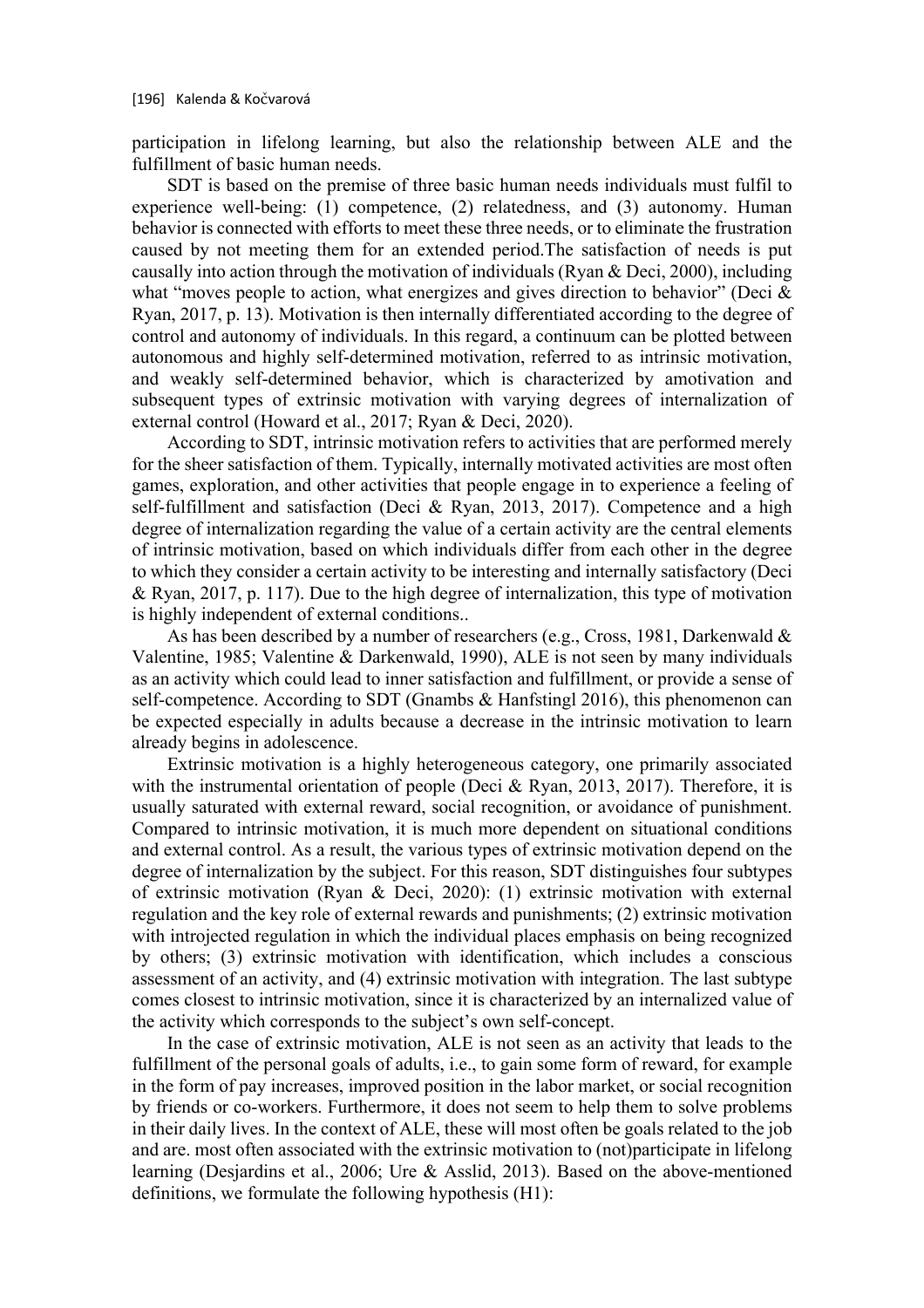participation in lifelong learning, but also the relationship between ALE and the fulfillment of basic human needs.

SDT is based on the premise of three basic human needs individuals must fulfil to experience well-being: (1) competence, (2) relatedness, and (3) autonomy. Human behavior is connected with efforts to meet these three needs, or to eliminate the frustration caused by not meeting them for an extended period.The satisfaction of needs is put causally into action through the motivation of individuals (Ryan & Deci, 2000), including what "moves people to action, what energizes and gives direction to behavior" (Deci & Ryan, 2017, p. 13). Motivation is then internally differentiated according to the degree of control and autonomy of individuals. In this regard, a continuum can be plotted between autonomous and highly self-determined motivation, referred to as intrinsic motivation, and weakly self-determined behavior, which is characterized by amotivation and subsequent types of extrinsic motivation with varying degrees of internalization of external control (Howard et al., 2017; Ryan & Deci, 2020).

According to SDT, intrinsic motivation refers to activities that are performed merely for the sheer satisfaction of them. Typically, internally motivated activities are most often games, exploration, and other activities that people engage in to experience a feeling of self-fulfillment and satisfaction (Deci & Ryan, 2013, 2017). Competence and a high degree of internalization regarding the value of a certain activity are the central elements of intrinsic motivation, based on which individuals differ from each other in the degree to which they consider a certain activity to be interesting and internally satisfactory (Deci & Ryan, 2017, p. 117). Due to the high degree of internalization, this type of motivation is highly independent of external conditions..

As has been described by a number of researchers (e.g., Cross, 1981, Darkenwald & Valentine, 1985; Valentine & Darkenwald, 1990), ALE is not seen by many individuals as an activity which could lead to inner satisfaction and fulfillment, or provide a sense of self-competence. According to SDT (Gnambs & Hanfstingl 2016), this phenomenon can be expected especially in adults because a decrease in the intrinsic motivation to learn already begins in adolescence.

Extrinsic motivation is a highly heterogeneous category, one primarily associated with the instrumental orientation of people (Deci & Ryan, 2013, 2017). Therefore, it is usually saturated with external reward, social recognition, or avoidance of punishment. Compared to intrinsic motivation, it is much more dependent on situational conditions and external control. As a result, the various types of extrinsic motivation depend on the degree of internalization by the subject. For this reason, SDT distinguishes four subtypes of extrinsic motivation (Ryan & Deci, 2020): (1) extrinsic motivation with external regulation and the key role of external rewards and punishments; (2) extrinsic motivation with introjected regulation in which the individual places emphasis on being recognized by others; (3) extrinsic motivation with identification, which includes a conscious assessment of an activity, and (4) extrinsic motivation with integration. The last subtype comes closest to intrinsic motivation, since it is characterized by an internalized value of the activity which corresponds to the subject's own self-concept.

In the case of extrinsic motivation, ALE is not seen as an activity that leads to the fulfillment of the personal goals of adults, i.e., to gain some form of reward, for example in the form of pay increases, improved position in the labor market, or social recognition by friends or co-workers. Furthermore, it does not seem to help them to solve problems in their daily lives. In the context of ALE, these will most often be goals related to the job and are. most often associated with the extrinsic motivation to (not)participate in lifelong learning (Desjardins et al., 2006; Ure & Asslid, 2013). Based on the above-mentioned definitions, we formulate the following hypothesis (H1):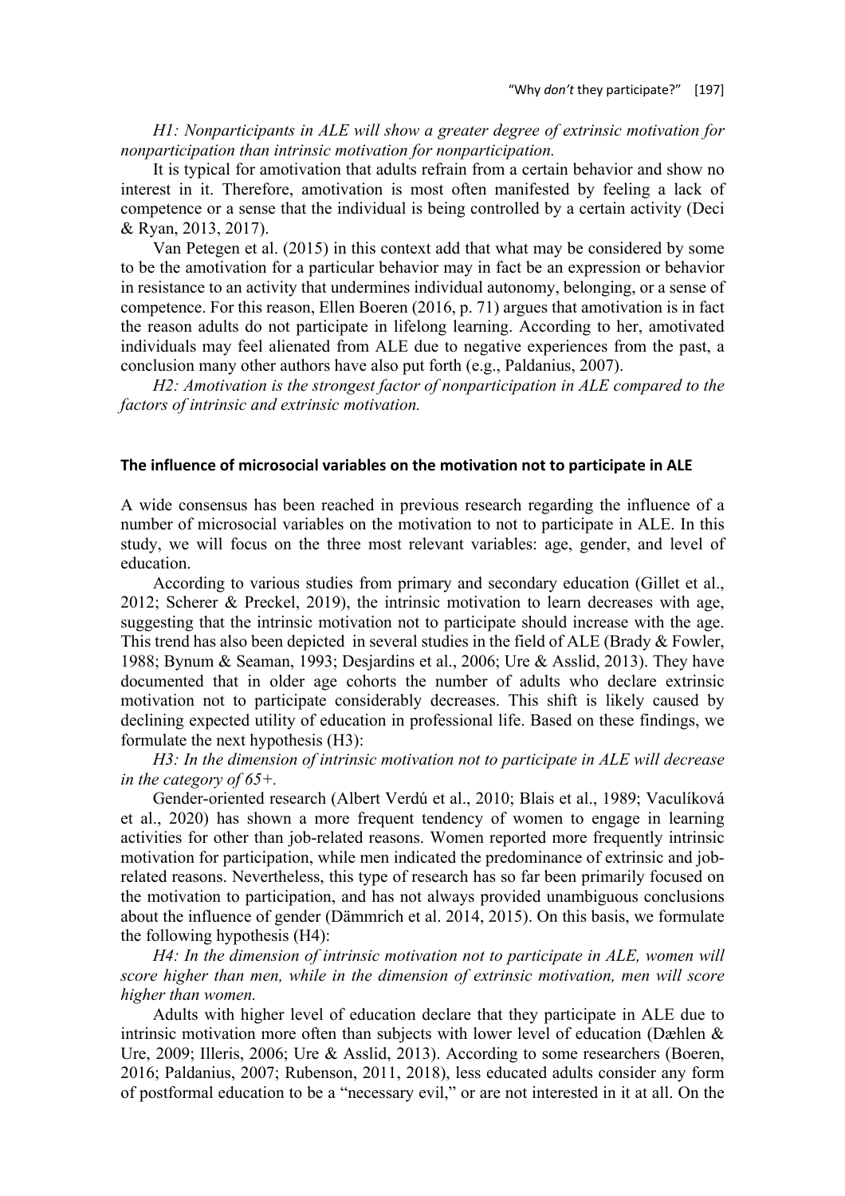*H1: Nonparticipants in ALE will show a greater degree of extrinsic motivation for nonparticipation than intrinsic motivation for nonparticipation.*

It is typical for amotivation that adults refrain from a certain behavior and show no interest in it. Therefore, amotivation is most often manifested by feeling a lack of competence or a sense that the individual is being controlled by a certain activity (Deci & Ryan, 2013, 2017).

Van Petegen et al. (2015) in this context add that what may be considered by some to be the amotivation for a particular behavior may in fact be an expression or behavior in resistance to an activity that undermines individual autonomy, belonging, or a sense of competence. For this reason, Ellen Boeren (2016, p. 71) argues that amotivation is in fact the reason adults do not participate in lifelong learning. According to her, amotivated individuals may feel alienated from ALE due to negative experiences from the past, a conclusion many other authors have also put forth (e.g., Paldanius, 2007).

*H2: Amotivation is the strongest factor of nonparticipation in ALE compared to the factors of intrinsic and extrinsic motivation.*

## The influence of microsocial variables on the motivation not to participate in ALE

A wide consensus has been reached in previous research regarding the influence of a number of microsocial variables on the motivation to not to participate in ALE. In this study, we will focus on the three most relevant variables: age, gender, and level of education.

According to various studies from primary and secondary education (Gillet et al., 2012; Scherer & Preckel, 2019), the intrinsic motivation to learn decreases with age, suggesting that the intrinsic motivation not to participate should increase with the age. This trend has also been depicted in several studies in the field of ALE (Brady & Fowler, 1988; Bynum & Seaman, 1993; Desjardins et al., 2006; Ure & Asslid, 2013). They have documented that in older age cohorts the number of adults who declare extrinsic motivation not to participate considerably decreases. This shift is likely caused by declining expected utility of education in professional life. Based on these findings, we formulate the next hypothesis (H3):

*H3: In the dimension of intrinsic motivation not to participate in ALE will decrease in the category of 65+.*

Gender-oriented research (Albert Verdú et al., 2010; Blais et al., 1989; Vaculíková et al., 2020) has shown a more frequent tendency of women to engage in learning activities for other than job-related reasons. Women reported more frequently intrinsic motivation for participation, while men indicated the predominance of extrinsic and job-related reasons. Nevertheless, this type of research has so far been primarily focused on the motivation to participation, and has not always provided unambiguous conclusions about the influence of gender (Dämmrich et al. 2014, 2015). On this basis, we formulate the following hypothesis (H4):

*H4: In the dimension of intrinsic motivation not to participate in ALE, women will score higher than men, while in the dimension of extrinsic motivation, men will score higher than women.*

Adults with higher level of education declare that they participate in ALE due to intrinsic motivation more often than subjects with lower level of education (Dæhlen & Ure, 2009; Illeris, 2006; Ure & Asslid, 2013). According to some researchers (Boeren, 2016; Paldanius, 2007; Rubenson, 2011, 2018), less educated adults consider any form of postformal education to be a "necessary evil," or are not interested in it at all. On the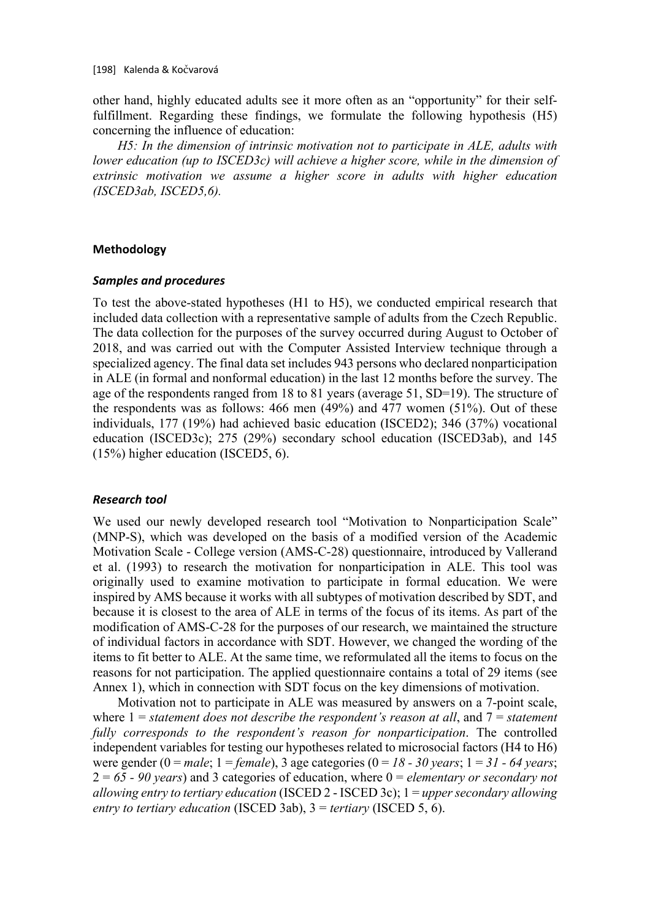other hand, highly educated adults see it more often as an "opportunity" for their self-fulfillment. Regarding these findings, we formulate the following hypothesis (H5) concerning the influence of education:

*H5: In the dimension of intrinsic motivation not to participate in ALE, adults with lower education (up to ISCED3c) will achieve a higher score, while in the dimension of extrinsic motivation we assume a higher score in adults with higher education (ISCED3ab, ISCED5,6).*

## Methodology

### *Samples and procedures*

To test the above-stated hypotheses (H1 to H5), we conducted empirical research that included data collection with a representative sample of adults from the Czech Republic. The data collection for the purposes of the survey occurred during August to October of 2018, and was carried out with the Computer Assisted Interview technique through a specialized agency. The final data set includes 943 persons who declared nonparticipation in ALE (in formal and nonformal education) in the last 12 months before the survey. The age of the respondents ranged from 18 to 81 years (average 51, SD=19). The structure of the respondents was as follows: 466 men (49%) and 477 women (51%). Out of these individuals, 177 (19%) had achieved basic education (ISCED2); 346 (37%) vocational education (ISCED3c); 275 (29%) secondary school education (ISCED3ab), and 145 (15%) higher education (ISCED5, 6).

### *Research tool*

We used our newly developed research tool "Motivation to Nonparticipation Scale" (MNP-S), which was developed on the basis of a modified version of the Academic Motivation Scale - College version (AMS-C-28) questionnaire, introduced by Vallerand et al. (1993) to research the motivation for nonparticipation in ALE. This tool was originally used to examine motivation to participate in formal education. We were inspired by AMS because it works with all subtypes of motivation described by SDT, and because it is closest to the area of ALE in terms of the focus of its items. As part of the modification of AMS-C-28 for the purposes of our research, we maintained the structure of individual factors in accordance with SDT. However, we changed the wording of the items to fit better to ALE. At the same time, we reformulated all the items to focus on the reasons for not participation. The applied questionnaire contains a total of 29 items (see Annex 1), which in connection with SDT focus on the key dimensions of motivation.

Motivation not to participate in ALE was measured by answers on a 7-point scale, where 1 = *statement does not describe the respondent's reason at all*, and 7 = *statement fully corresponds to the respondent's reason for nonparticipation*. The controlled independent variables for testing our hypotheses related to microsocial factors (H4 to H6) were gender (0 = *male*; 1 = *female*), 3 age categories (0 = *18 - 30 years*; 1 = *31 - 64 years*; 2 = *65 - 90 years*) and 3 categories of education, where 0 = *elementary or secondary not allowing entry to tertiary education* (ISCED 2 - ISCED 3c); 1 = *upper secondary allowing entry to tertiary education* (ISCED 3ab), 3 = *tertiary* (ISCED 5, 6).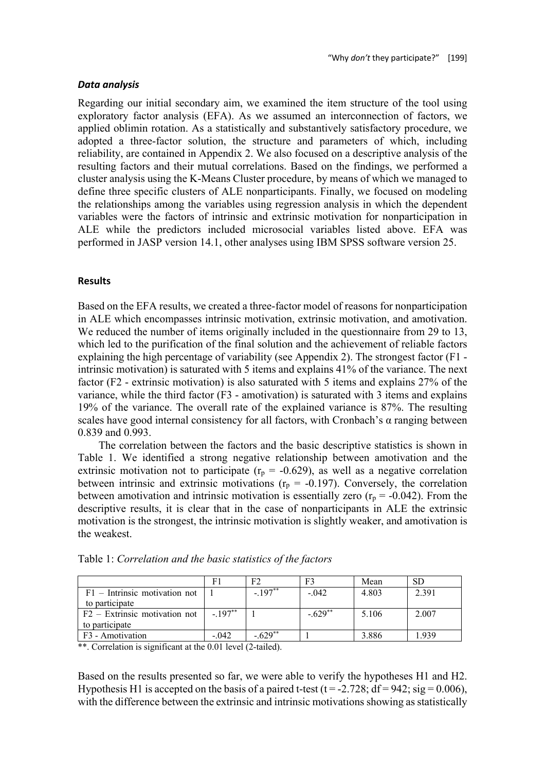### *Data analysis*

Regarding our initial secondary aim, we examined the item structure of the tool using exploratory factor analysis (EFA). As we assumed an interconnection of factors, we applied oblimin rotation. As a statistically and substantively satisfactory procedure, we adopted a three-factor solution, the structure and parameters of which, including reliability, are contained in Appendix 2. We also focused on a descriptive analysis of the resulting factors and their mutual correlations. Based on the findings, we performed a cluster analysis using the K-Means Cluster procedure, by means of which we managed to define three specific clusters of ALE nonparticipants. Finally, we focused on modeling the relationships among the variables using regression analysis in which the dependent variables were the factors of intrinsic and extrinsic motivation for nonparticipation in ALE while the predictors included microsocial variables listed above. EFA was performed in JASP version 14.1, other analyses using IBM SPSS software version 25.

## Results

Based on the EFA results, we created a three-factor model of reasons for nonparticipation in ALE which encompasses intrinsic motivation, extrinsic motivation, and amotivation. We reduced the number of items originally included in the questionnaire from 29 to 13, which led to the purification of the final solution and the achievement of reliable factors explaining the high percentage of variability (see Appendix 2). The strongest factor (F1 - intrinsic motivation) is saturated with 5 items and explains 41% of the variance. The next factor (F2 - extrinsic motivation) is also saturated with 5 items and explains 27% of the variance, while the third factor (F3 - amotivation) is saturated with 3 items and explains 19% of the variance. The overall rate of the explained variance is 87%. The resulting scales have good internal consistency for all factors, with Cronbach's α ranging between 0.839 and 0.993.

The correlation between the factors and the basic descriptive statistics is shown in Table 1. We identified a strong negative relationship between amotivation and the extrinsic motivation not to participate ($r_p$ = -0.629), as well as a negative correlation between intrinsic and extrinsic motivations ($r_p$ = -0.197). Conversely, the correlation between amotivation and intrinsic motivation is essentially zero ($r_p$ = -0.042). From the descriptive results, it is clear that in the case of nonparticipants in ALE the extrinsic motivation is the strongest, the intrinsic motivation is slightly weaker, and amotivation is the weakest.

Table 1: *Correlation and the basic statistics of the factors*

| | F1 | F2 | F3 | Mean | SD |
|---|---|---|---|---|---|
| F1 – Intrinsic motivation not to participate | 1 | -.197** | -.042 | 4.803 | 2.391 |
| F2 – Extrinsic motivation not to participate | -.197** | 1 | -.629** | 5.106 | 2.007 |
| F3 - Amotivation | -.042 | -.629** | 1 | 3.886 | 1.939 |

**. Correlation is significant at the 0.01 level (2-tailed).

Based on the results presented so far, we were able to verify the hypotheses H1 and H2. Hypothesis H1 is accepted on the basis of a paired t-test (t = -2.728; df = 942; sig = 0.006), with the difference between the extrinsic and intrinsic motivations showing as statistically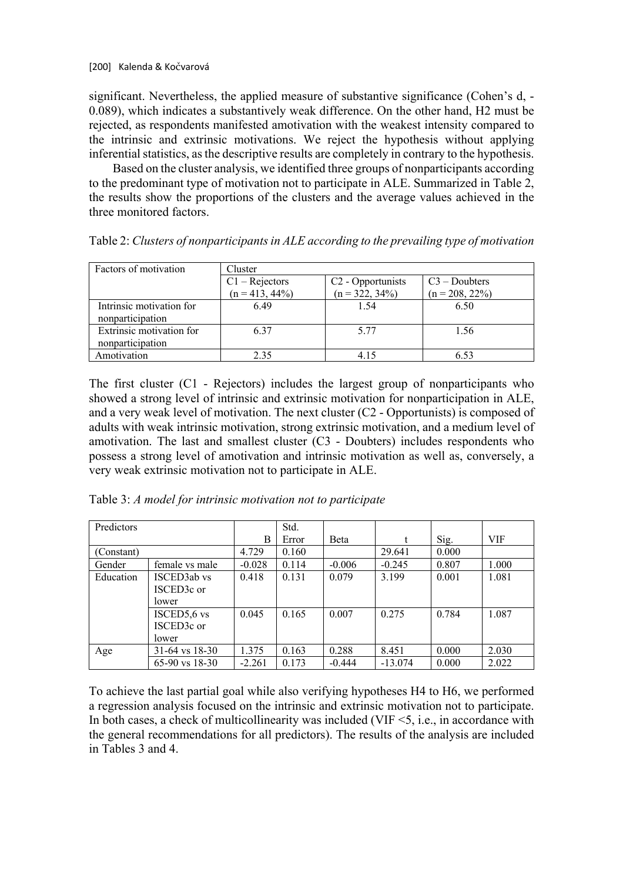significant. Nevertheless, the applied measure of substantive significance (Cohen's d, -0.089), which indicates a substantively weak difference. On the other hand, H2 must be rejected, as respondents manifested amotivation with the weakest intensity compared to the intrinsic and extrinsic motivations. We reject the hypothesis without applying inferential statistics, as the descriptive results are completely in contrary to the hypothesis.

Based on the cluster analysis, we identified three groups of nonparticipants according to the predominant type of motivation not to participate in ALE. Summarized in Table 2, the results show the proportions of the clusters and the average values achieved in the three monitored factors.

Table 2: *Clusters of nonparticipants in ALE according to the prevailing type of motivation*

| Factors of motivation | Cluster | | |
|---|---|---|---|
| | C1 – Rejectors (n = 413, 44%) | C2 - Opportunists (n = 322, 34%) | C3 – Doubters (n = 208, 22%) |
| Intrinsic motivation for nonparticipation | 6.49 | 1.54 | 6.50 |
| Extrinsic motivation for nonparticipation | 6.37 | 5.77 | 1.56 |
| Amotivation | 2.35 | 4.15 | 6.53 |

The first cluster (C1 - Rejectors) includes the largest group of nonparticipants who showed a strong level of intrinsic and extrinsic motivation for nonparticipation in ALE, and a very weak level of motivation. The next cluster (C2 - Opportunists) is composed of adults with weak intrinsic motivation, strong extrinsic motivation, and a medium level of amotivation. The last and smallest cluster (C3 - Doubters) includes respondents who possess a strong level of amotivation and intrinsic motivation as well as, conversely, a very weak extrinsic motivation not to participate in ALE.

Table 3: *A model for intrinsic motivation not to participate*

| Predictors | | B | Std. Error | Beta | t | Sig. | VIF |
|---|---|---|---|---|---|---|---|
| (Constant) | | 4.729 | 0.160 | | 29.641 | 0.000 | |
| Gender | female vs male | -0.028 | 0.114 | -0.006 | -0.245 | 0.807 | 1.000 |
| Education | ISCED3ab vs ISCED3c or lower | 0.418 | 0.131 | 0.079 | 3.199 | 0.001 | 1.081 |
| | ISCED5,6 vs ISCED3c or lower | 0.045 | 0.165 | 0.007 | 0.275 | 0.784 | 1.087 |
| Age | 31-64 vs 18-30 | 1.375 | 0.163 | 0.288 | 8.451 | 0.000 | 2.030 |
| | 65-90 vs 18-30 | -2.261 | 0.173 | -0.444 | -13.074 | 0.000 | 2.022 |

To achieve the last partial goal while also verifying hypotheses H4 to H6, we performed a regression analysis focused on the intrinsic and extrinsic motivation not to participate. In both cases, a check of multicollinearity was included (VIF <5, i.e., in accordance with the general recommendations for all predictors). The results of the analysis are included in Tables 3 and 4.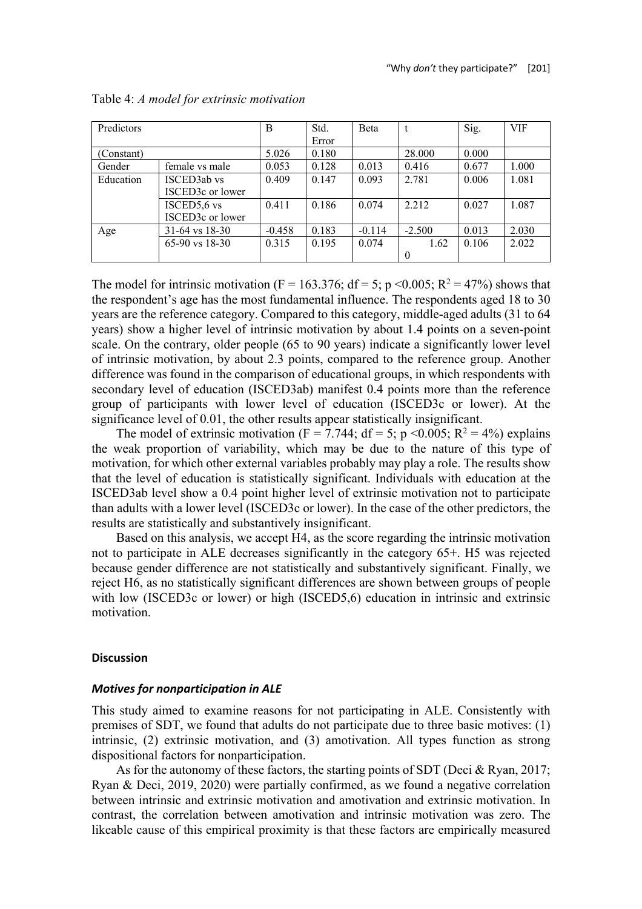Table 4: *A model for extrinsic motivation*

| Predictors | | B | Std. Error | Beta | t | Sig. | VIF |
|---|---|---|---|---|---|---|---|
| (Constant) | | 5.026 | 0.180 | | 28.000 | 0.000 | |
| Gender | female vs male | 0.053 | 0.128 | 0.013 | 0.416 | 0.677 | 1.000 |
| Education | ISCED3ab vs ISCED3c or lower | 0.409 | 0.147 | 0.093 | 2.781 | 0.006 | 1.081 |
| | ISCED5,6 vs ISCED3c or lower | 0.411 | 0.186 | 0.074 | 2.212 | 0.027 | 1.087 |
| Age | 31-64 vs 18-30 | -0.458 | 0.183 | -0.114 | -2.500 | 0.013 | 2.030 |
| | 65-90 vs 18-30 | 0.315 | 0.195 | 0.074 | 1.620 | 0.106 | 2.022 |

The model for intrinsic motivation ($F = 163.376$; $df = 5$; $p < 0.005$; $R^2 = 47\%$) shows that the respondent's age has the most fundamental influence. The respondents aged 18 to 30 years are the reference category. Compared to this category, middle-aged adults (31 to 64 years) show a higher level of intrinsic motivation by about 1.4 points on a seven-point scale. On the contrary, older people (65 to 90 years) indicate a significantly lower level of intrinsic motivation, by about 2.3 points, compared to the reference group. Another difference was found in the comparison of educational groups, in which respondents with secondary level of education (ISCED3ab) manifest 0.4 points more than the reference group of participants with lower level of education (ISCED3c or lower). At the significance level of 0.01, the other results appear statistically insignificant.

The model of extrinsic motivation ($F = 7.744$; $df = 5$; $p < 0.005$; $R^2 = 4\%$) explains the weak proportion of variability, which may be due to the nature of this type of motivation, for which other external variables probably may play a role. The results show that the level of education is statistically significant. Individuals with education at the ISCED3ab level show a 0.4 point higher level of extrinsic motivation not to participate than adults with a lower level (ISCED3c or lower). In the case of the other predictors, the results are statistically and substantively insignificant.

Based on this analysis, we accept H4, as the score regarding the intrinsic motivation not to participate in ALE decreases significantly in the category 65+. H5 was rejected because gender difference are not statistically and substantively significant. Finally, we reject H6, as no statistically significant differences are shown between groups of people with low (ISCED3c or lower) or high (ISCED5,6) education in intrinsic and extrinsic motivation.

## Discussion

### *Motives for nonparticipation in ALE*

This study aimed to examine reasons for not participating in ALE. Consistently with premises of SDT, we found that adults do not participate due to three basic motives: (1) intrinsic, (2) extrinsic motivation, and (3) amotivation. All types function as strong dispositional factors for nonparticipation.

As for the autonomy of these factors, the starting points of SDT (Deci & Ryan, 2017; Ryan & Deci, 2019, 2020) were partially confirmed, as we found a negative correlation between intrinsic and extrinsic motivation and amotivation and extrinsic motivation. In contrast, the correlation between amotivation and intrinsic motivation was zero. The likeable cause of this empirical proximity is that these factors are empirically measured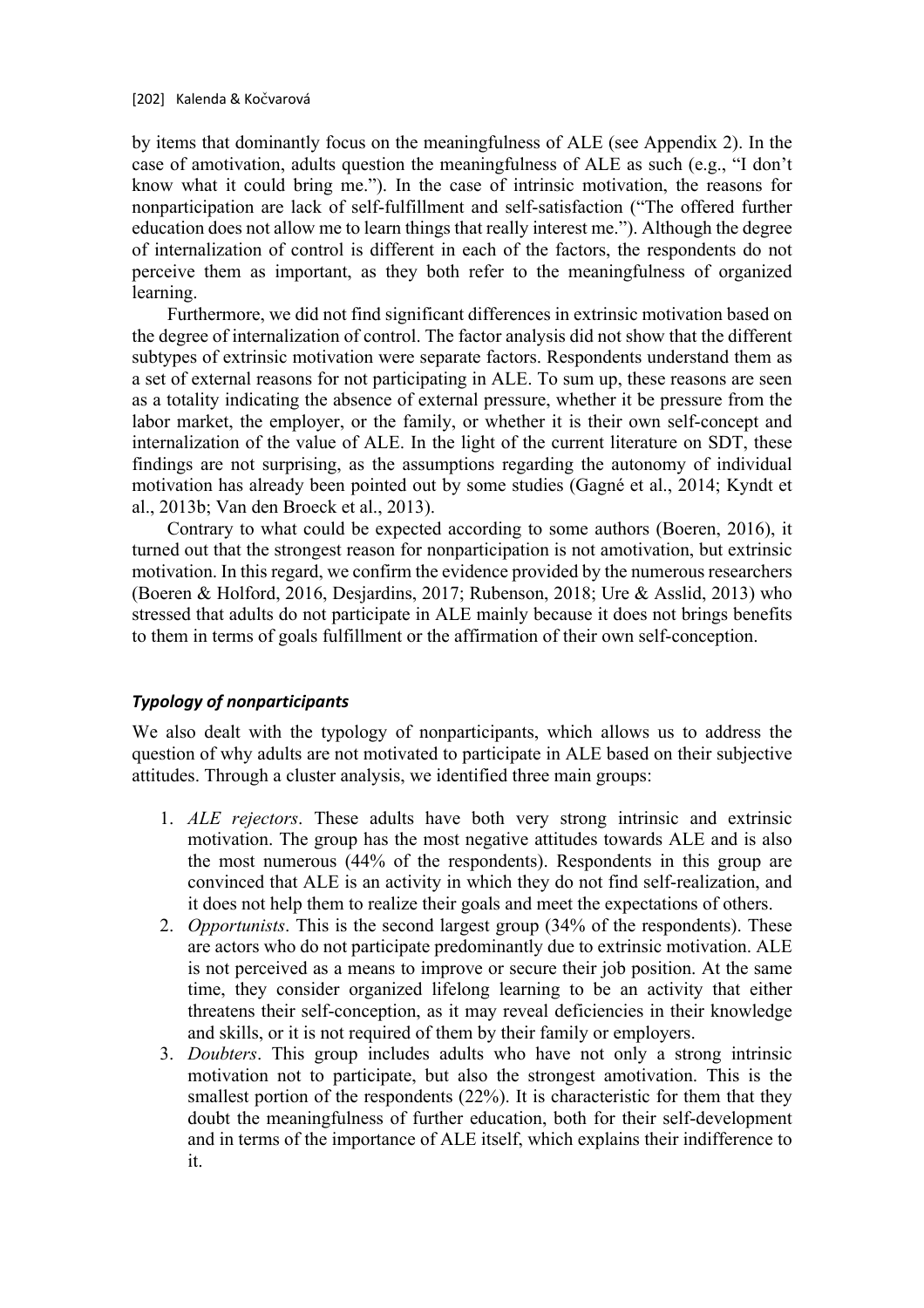by items that dominantly focus on the meaningfulness of ALE (see Appendix 2). In the case of amotivation, adults question the meaningfulness of ALE as such (e.g., "I don't know what it could bring me."). In the case of intrinsic motivation, the reasons for nonparticipation are lack of self-fulfillment and self-satisfaction ("The offered further education does not allow me to learn things that really interest me."). Although the degree of internalization of control is different in each of the factors, the respondents do not perceive them as important, as they both refer to the meaningfulness of organized learning.

Furthermore, we did not find significant differences in extrinsic motivation based on the degree of internalization of control. The factor analysis did not show that the different subtypes of extrinsic motivation were separate factors. Respondents understand them as a set of external reasons for not participating in ALE. To sum up, these reasons are seen as a totality indicating the absence of external pressure, whether it be pressure from the labor market, the employer, or the family, or whether it is their own self-concept and internalization of the value of ALE. In the light of the current literature on SDT, these findings are not surprising, as the assumptions regarding the autonomy of individual motivation has already been pointed out by some studies (Gagné et al., 2014; Kyndt et al., 2013b; Van den Broeck et al., 2013).

Contrary to what could be expected according to some authors (Boeren, 2016), it turned out that the strongest reason for nonparticipation is not amotivation, but extrinsic motivation. In this regard, we confirm the evidence provided by the numerous researchers (Boeren & Holford, 2016, Desjardins, 2017; Rubenson, 2018; Ure & Asslid, 2013) who stressed that adults do not participate in ALE mainly because it does not brings benefits to them in terms of goals fulfillment or the affirmation of their own self-conception.

### *Typology of nonparticipants*

We also dealt with the typology of nonparticipants, which allows us to address the question of why adults are not motivated to participate in ALE based on their subjective attitudes. Through a cluster analysis, we identified three main groups:

1. *ALE rejectors*. These adults have both very strong intrinsic and extrinsic motivation. The group has the most negative attitudes towards ALE and is also the most numerous (44% of the respondents). Respondents in this group are convinced that ALE is an activity in which they do not find self-realization, and it does not help them to realize their goals and meet the expectations of others.
2. *Opportunists*. This is the second largest group (34% of the respondents). These are actors who do not participate predominantly due to extrinsic motivation. ALE is not perceived as a means to improve or secure their job position. At the same time, they consider organized lifelong learning to be an activity that either threatens their self-conception, as it may reveal deficiencies in their knowledge and skills, or it is not required of them by their family or employers.
3. *Doubters*. This group includes adults who have not only a strong intrinsic motivation not to participate, but also the strongest amotivation. This is the smallest portion of the respondents (22%). It is characteristic for them that they doubt the meaningfulness of further education, both for their self-development and in terms of the importance of ALE itself, which explains their indifference to it.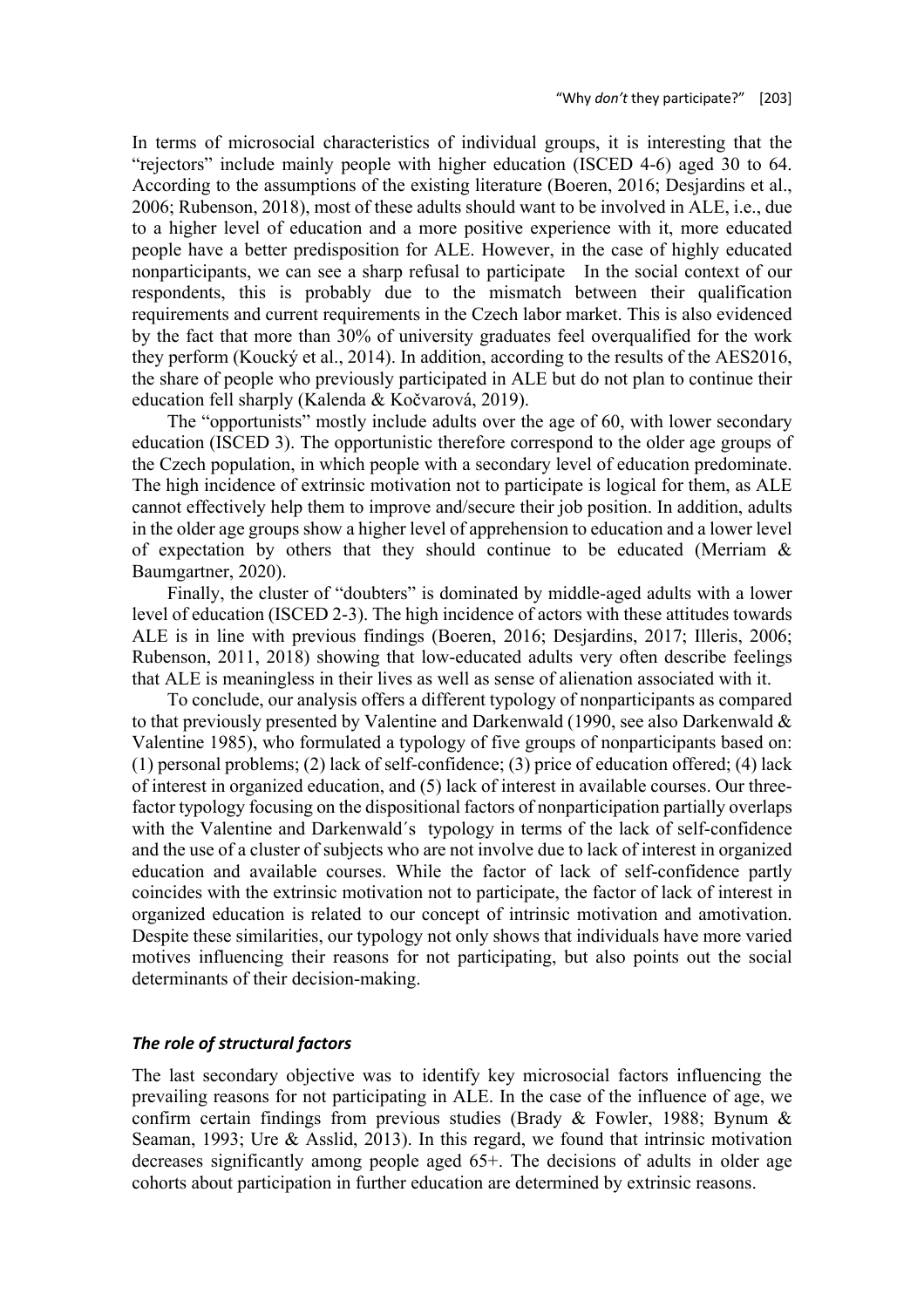In terms of microsocial characteristics of individual groups, it is interesting that the "rejectors" include mainly people with higher education (ISCED 4-6) aged 30 to 64. According to the assumptions of the existing literature (Boeren, 2016; Desjardins et al., 2006; Rubenson, 2018), most of these adults should want to be involved in ALE, i.e., due to a higher level of education and a more positive experience with it, more educated people have a better predisposition for ALE. However, in the case of highly educated nonparticipants, we can see a sharp refusal to participate In the social context of our respondents, this is probably due to the mismatch between their qualification requirements and current requirements in the Czech labor market. This is also evidenced by the fact that more than 30% of university graduates feel overqualified for the work they perform (Koucký et al., 2014). In addition, according to the results of the AES2016, the share of people who previously participated in ALE but do not plan to continue their education fell sharply (Kalenda & Kočvarová, 2019).

The "opportunists" mostly include adults over the age of 60, with lower secondary education (ISCED 3). The opportunistic therefore correspond to the older age groups of the Czech population, in which people with a secondary level of education predominate. The high incidence of extrinsic motivation not to participate is logical for them, as ALE cannot effectively help them to improve and/secure their job position. In addition, adults in the older age groups show a higher level of apprehension to education and a lower level of expectation by others that they should continue to be educated (Merriam & Baumgartner, 2020).

Finally, the cluster of "doubters" is dominated by middle-aged adults with a lower level of education (ISCED 2-3). The high incidence of actors with these attitudes towards ALE is in line with previous findings (Boeren, 2016; Desjardins, 2017; Illeris, 2006; Rubenson, 2011, 2018) showing that low-educated adults very often describe feelings that ALE is meaningless in their lives as well as sense of alienation associated with it.

To conclude, our analysis offers a different typology of nonparticipants as compared to that previously presented by Valentine and Darkenwald (1990, see also Darkenwald & Valentine 1985), who formulated a typology of five groups of nonparticipants based on: (1) personal problems; (2) lack of self-confidence; (3) price of education offered; (4) lack of interest in organized education, and (5) lack of interest in available courses. Our three-factor typology focusing on the dispositional factors of nonparticipation partially overlaps with the Valentine and Darkenwald´s typology in terms of the lack of self-confidence and the use of a cluster of subjects who are not involve due to lack of interest in organized education and available courses. While the factor of lack of self-confidence partly coincides with the extrinsic motivation not to participate, the factor of lack of interest in organized education is related to our concept of intrinsic motivation and amotivation. Despite these similarities, our typology not only shows that individuals have more varied motives influencing their reasons for not participating, but also points out the social determinants of their decision-making.

### *The role of structural factors*

The last secondary objective was to identify key microsocial factors influencing the prevailing reasons for not participating in ALE. In the case of the influence of age, we confirm certain findings from previous studies (Brady & Fowler, 1988; Bynum & Seaman, 1993; Ure & Asslid, 2013). In this regard, we found that intrinsic motivation decreases significantly among people aged 65+. The decisions of adults in older age cohorts about participation in further education are determined by extrinsic reasons.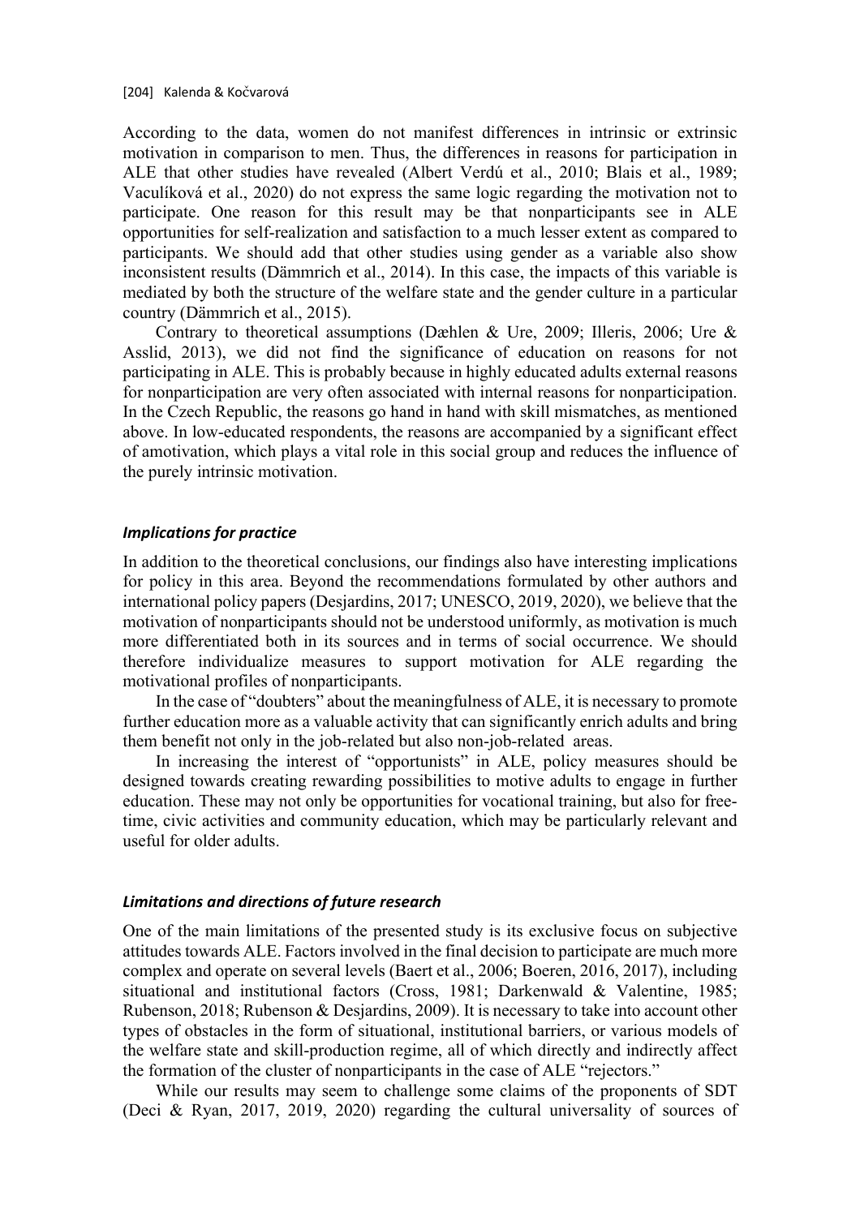According to the data, women do not manifest differences in intrinsic or extrinsic motivation in comparison to men. Thus, the differences in reasons for participation in ALE that other studies have revealed (Albert Verdú et al., 2010; Blais et al., 1989; Vaculíková et al., 2020) do not express the same logic regarding the motivation not to participate. One reason for this result may be that nonparticipants see in ALE opportunities for self-realization and satisfaction to a much lesser extent as compared to participants. We should add that other studies using gender as a variable also show inconsistent results (Dämmrich et al., 2014). In this case, the impacts of this variable is mediated by both the structure of the welfare state and the gender culture in a particular country (Dämmrich et al., 2015).

Contrary to theoretical assumptions (Dæhlen & Ure, 2009; Illeris, 2006; Ure & Asslid, 2013), we did not find the significance of education on reasons for not participating in ALE. This is probably because in highly educated adults external reasons for nonparticipation are very often associated with internal reasons for nonparticipation. In the Czech Republic, the reasons go hand in hand with skill mismatches, as mentioned above. In low-educated respondents, the reasons are accompanied by a significant effect of amotivation, which plays a vital role in this social group and reduces the influence of the purely intrinsic motivation.

### *Implications for practice*

In addition to the theoretical conclusions, our findings also have interesting implications for policy in this area. Beyond the recommendations formulated by other authors and international policy papers (Desjardins, 2017; UNESCO, 2019, 2020), we believe that the motivation of nonparticipants should not be understood uniformly, as motivation is much more differentiated both in its sources and in terms of social occurrence. We should therefore individualize measures to support motivation for ALE regarding the motivational profiles of nonparticipants.

In the case of "doubters" about the meaningfulness of ALE, it is necessary to promote further education more as a valuable activity that can significantly enrich adults and bring them benefit not only in the job-related but also non-job-related areas.

In increasing the interest of "opportunists" in ALE, policy measures should be designed towards creating rewarding possibilities to motive adults to engage in further education. These may not only be opportunities for vocational training, but also for free-time, civic activities and community education, which may be particularly relevant and useful for older adults.

### *Limitations and directions of future research*

One of the main limitations of the presented study is its exclusive focus on subjective attitudes towards ALE. Factors involved in the final decision to participate are much more complex and operate on several levels (Baert et al., 2006; Boeren, 2016, 2017), including situational and institutional factors (Cross, 1981; Darkenwald & Valentine, 1985; Rubenson, 2018; Rubenson & Desjardins, 2009). It is necessary to take into account other types of obstacles in the form of situational, institutional barriers, or various models of the welfare state and skill-production regime, all of which directly and indirectly affect the formation of the cluster of nonparticipants in the case of ALE "rejectors."

While our results may seem to challenge some claims of the proponents of SDT (Deci & Ryan, 2017, 2019, 2020) regarding the cultural universality of sources of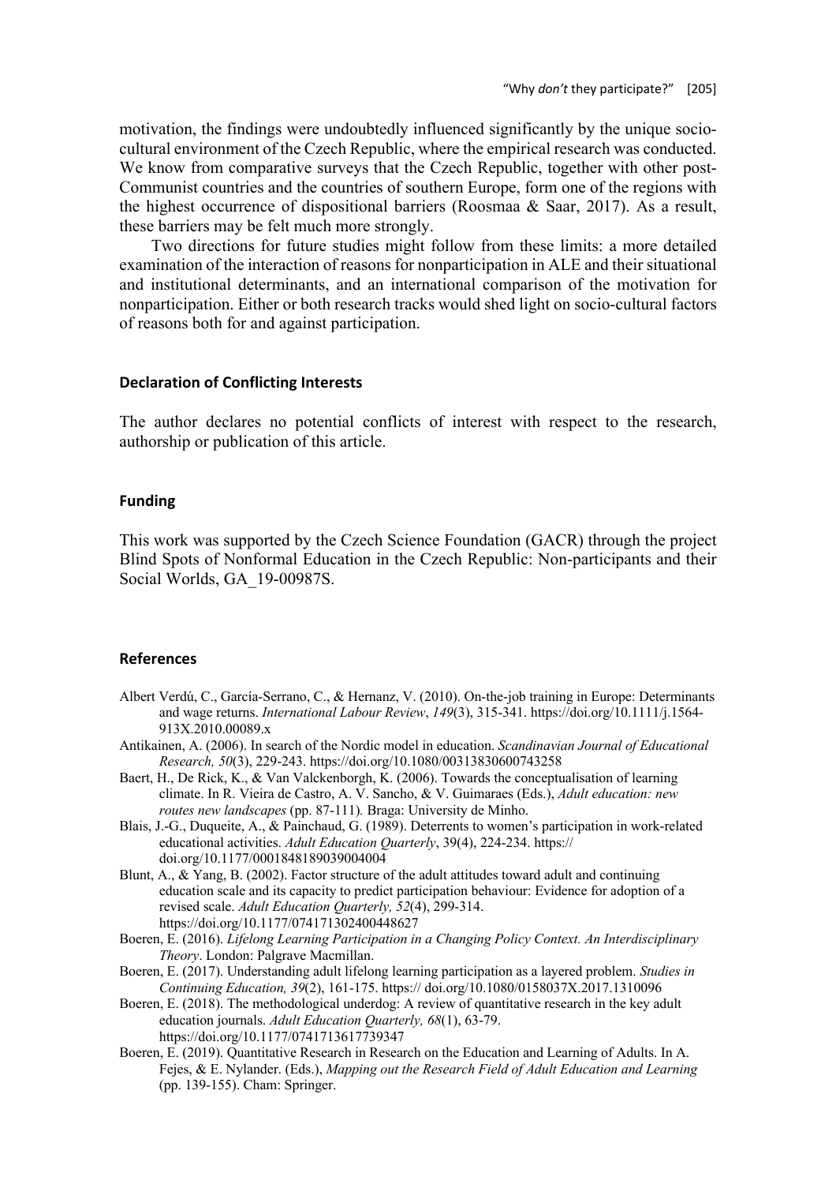motivation, the findings were undoubtedly influenced significantly by the unique socio-cultural environment of the Czech Republic, where the empirical research was conducted. We know from comparative surveys that the Czech Republic, together with other post-Communist countries and the countries of southern Europe, form one of the regions with the highest occurrence of dispositional barriers (Roosmaa & Saar, 2017). As a result, these barriers may be felt much more strongly.

Two directions for future studies might follow from these limits: a more detailed examination of the interaction of reasons for nonparticipation in ALE and their situational and institutional determinants, and an international comparison of the motivation for nonparticipation. Either or both research tracks would shed light on socio-cultural factors of reasons both for and against participation.

### Declaration of Conflicting Interests

The author declares no potential conflicts of interest with respect to the research, authorship or publication of this article.

### Funding

This work was supported by the Czech Science Foundation (GACR) through the project Blind Spots of Nonformal Education in the Czech Republic: Non-participants and their Social Worlds, GA_19-00987S.

### References

Albert Verdú, C., García-Serrano, C., & Hernanz, V. (2010). On-the-job training in Europe: Determinants and wage returns. *International Labour Review*, *149*(3), 315-341. https://doi.org/10.1111/j.1564-913X.2010.00089.x

Antikainen, A. (2006). In search of the Nordic model in education. *Scandinavian Journal of Educational Research, 50*(3), 229-243. https://doi.org/10.1080/00313830600743258

Baert, H., De Rick, K., & Van Valckenborgh, K. (2006). Towards the conceptualisation of learning climate. In R. Vieira de Castro, A. V. Sancho, & V. Guimaraes (Eds.), *Adult education: new routes new landscapes* (pp. 87-111)*.* Braga: University de Minho.

Blais, J.-G., Duqueite, A., & Painchaud, G. (1989). Deterrents to women's participation in work-related educational activities. *Adult Education Quarterly*, 39(4), 224-234. https:// doi.org/10.1177/0001848189039004004

Blunt, A., & Yang, B. (2002). Factor structure of the adult attitudes toward adult and continuing education scale and its capacity to predict participation behaviour: Evidence for adoption of a revised scale. *Adult Education Quarterly, 52*(4), 299-314. https://doi.org/10.1177/074171302400448627

Boeren, E. (2016). *Lifelong Learning Participation in a Changing Policy Context. An Interdisciplinary Theory*. London: Palgrave Macmillan.

Boeren, E. (2017). Understanding adult lifelong learning participation as a layered problem. *Studies in Continuing Education, 39*(2), 161-175. https:// doi.org/10.1080/0158037X.2017.1310096

Boeren, E. (2018). The methodological underdog: A review of quantitative research in the key adult education journals. *Adult Education Quarterly, 68*(1), 63-79. https://doi.org/10.1177/0741713617739347

Boeren, E. (2019). Quantitative Research in Research on the Education and Learning of Adults. In A. Fejes, & E. Nylander. (Eds.), *Mapping out the Research Field of Adult Education and Learning* (pp. 139-155). Cham: Springer.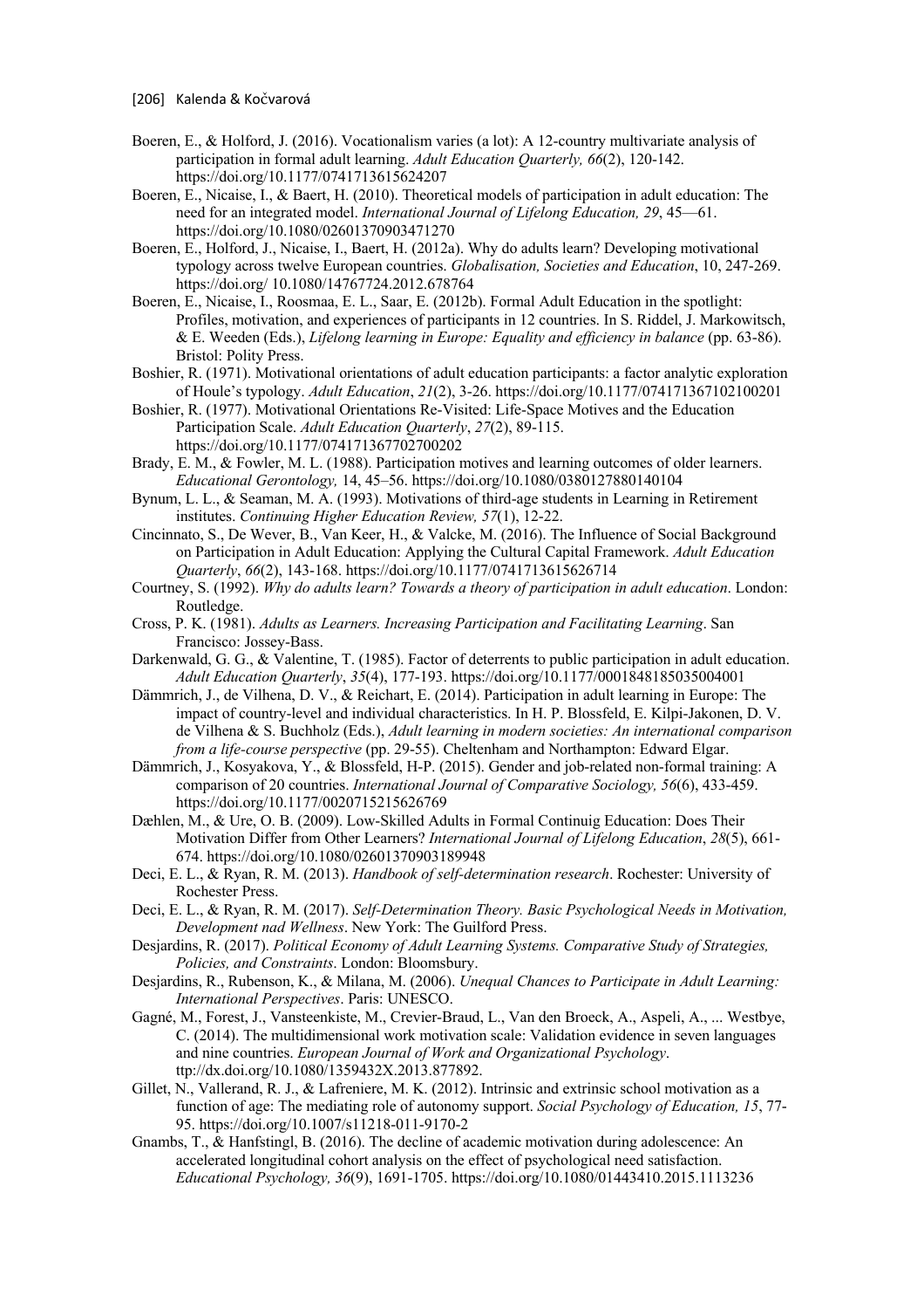Boeren, E., & Holford, J. (2016). Vocationalism varies (a lot): A 12-country multivariate analysis of participation in formal adult learning. *Adult Education Quarterly, 66*(2), 120-142. https://doi.org/10.1177/0741713615624207

Boeren, E., Nicaise, I., & Baert, H. (2010). Theoretical models of participation in adult education: The need for an integrated model. *International Journal of Lifelong Education, 29*, 45—61. https://doi.org/10.1080/02601370903471270

Boeren, E., Holford, J., Nicaise, I., Baert, H. (2012a). Why do adults learn? Developing motivational typology across twelve European countries. *Globalisation, Societies and Education*, 10, 247-269. https://doi.org/ 10.1080/14767724.2012.678764

Boeren, E., Nicaise, I., Roosmaa, E. L., Saar, E. (2012b). Formal Adult Education in the spotlight: Profiles, motivation, and experiences of participants in 12 countries. In S. Riddel, J. Markowitsch, & E. Weeden (Eds.), *Lifelong learning in Europe: Equality and efficiency in balance* (pp. 63-86). Bristol: Polity Press.

Boshier, R. (1971). Motivational orientations of adult education participants: a factor analytic exploration of Houle's typology. *Adult Education*, *21*(2), 3-26. https://doi.org/10.1177/074171367102100201

Boshier, R. (1977). Motivational Orientations Re-Visited: Life-Space Motives and the Education Participation Scale. *Adult Education Quarterly*, *27*(2), 89-115. https://doi.org/10.1177/074171367702700202

Brady, E. M., & Fowler, M. L. (1988). Participation motives and learning outcomes of older learners. *Educational Gerontology,* 14, 45–56. https://doi.org/10.1080/0380127880140104

Bynum, L. L., & Seaman, M. A. (1993). Motivations of third-age students in Learning in Retirement institutes. *Continuing Higher Education Review, 57*(1), 12-22.

Cincinnato, S., De Wever, B., Van Keer, H., & Valcke, M. (2016). The Influence of Social Background on Participation in Adult Education: Applying the Cultural Capital Framework. *Adult Education Quarterly*, *66*(2), 143-168. https://doi.org/10.1177/0741713615626714

Courtney, S. (1992). *Why do adults learn? Towards a theory of participation in adult education*. London: Routledge.

Cross, P. K. (1981). *Adults as Learners. Increasing Participation and Facilitating Learning*. San Francisco: Jossey-Bass.

Darkenwald, G. G., & Valentine, T. (1985). Factor of deterrents to public participation in adult education. *Adult Education Quarterly*, *35*(4), 177-193. https://doi.org/10.1177/0001848185035004001

Dämmrich, J., de Vilhena, D. V., & Reichart, E. (2014). Participation in adult learning in Europe: The impact of country-level and individual characteristics. In H. P. Blossfeld, E. Kilpi-Jakonen, D. V. de Vilhena & S. Buchholz (Eds.), *Adult learning in modern societies: An international comparison from a life-course perspective* (pp. 29-55). Cheltenham and Northampton: Edward Elgar.

Dämmrich, J., Kosyakova, Y., & Blossfeld, H-P. (2015). Gender and job-related non-formal training: A comparison of 20 countries. *International Journal of Comparative Sociology, 56*(6), 433-459. https://doi.org/10.1177/0020715215626769

Dæhlen, M., & Ure, O. B. (2009). Low-Skilled Adults in Formal Continuig Education: Does Their Motivation Differ from Other Learners? *International Journal of Lifelong Education*, *28*(5), 661-674. https://doi.org/10.1080/02601370903189948

Deci, E. L., & Ryan, R. M. (2013). *Handbook of self-determination research*. Rochester: University of Rochester Press.

Deci, E. L., & Ryan, R. M. (2017). *Self-Determination Theory. Basic Psychological Needs in Motivation, Development nad Wellness*. New York: The Guilford Press.

Desjardins, R. (2017). *Political Economy of Adult Learning Systems. Comparative Study of Strategies, Policies, and Constraints*. London: Bloomsbury.

Desjardins, R., Rubenson, K., & Milana, M. (2006). *Unequal Chances to Participate in Adult Learning: International Perspectives*. Paris: UNESCO.

Gagné, M., Forest, J., Vansteenkiste, M., Crevier-Braud, L., Van den Broeck, A., Aspeli, A., ... Westbye, C. (2014). The multidimensional work motivation scale: Validation evidence in seven languages and nine countries. *European Journal of Work and Organizational Psychology*. ttp://dx.doi.org/10.1080/1359432X.2013.877892.

Gillet, N., Vallerand, R. J., & Lafreniere, M. K. (2012). Intrinsic and extrinsic school motivation as a function of age: The mediating role of autonomy support. *Social Psychology of Education, 15*, 77-95. https://doi.org/10.1007/s11218-011-9170-2

Gnambs, T., & Hanfstingl, B. (2016). The decline of academic motivation during adolescence: An accelerated longitudinal cohort analysis on the effect of psychological need satisfaction. *Educational Psychology, 36*(9), 1691-1705. https://doi.org/10.1080/01443410.2015.1113236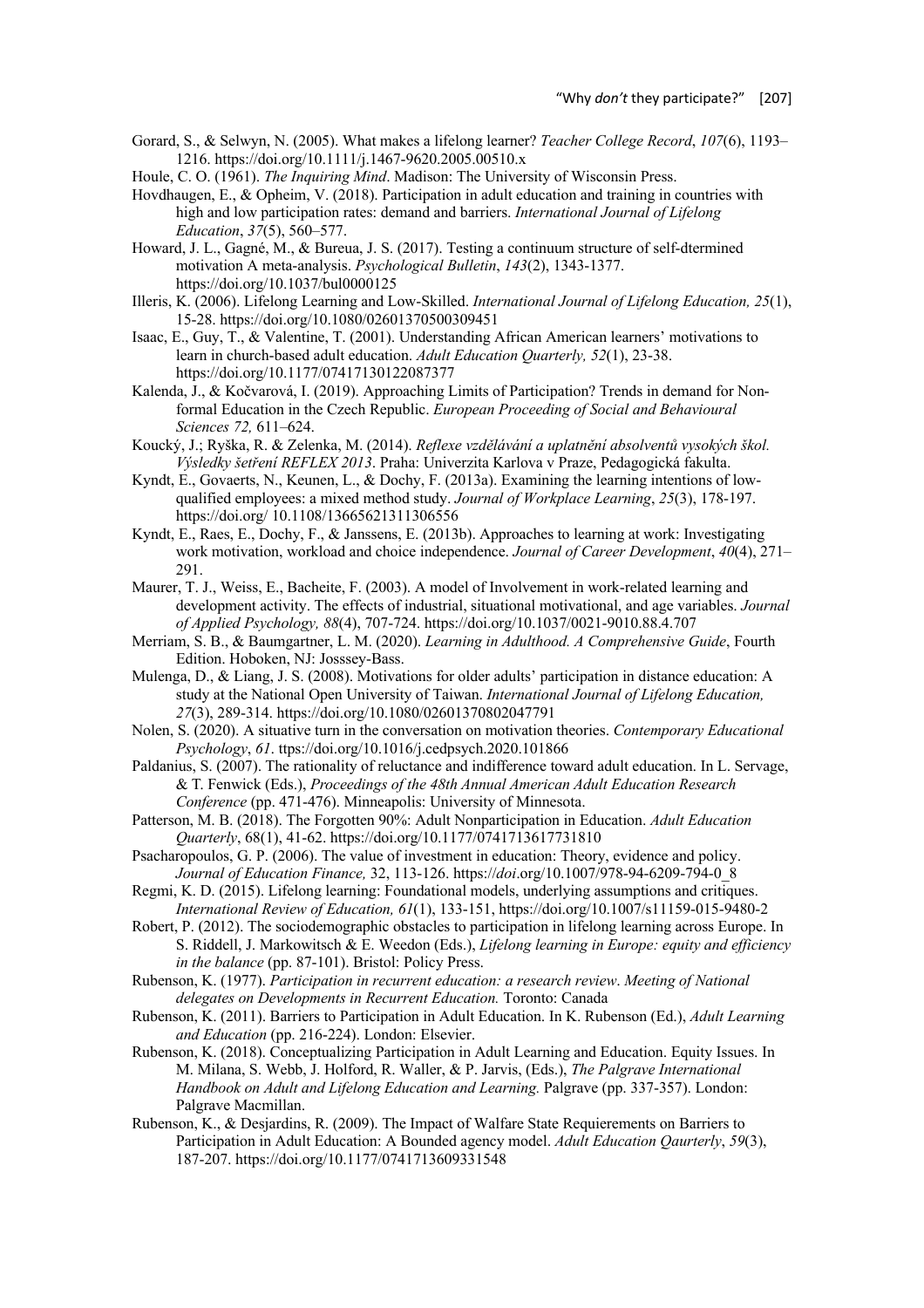Gorard, S., & Selwyn, N. (2005). What makes a lifelong learner? *Teacher College Record*, *107*(6), 1193–1216. https://doi.org/10.1111/j.1467-9620.2005.00510.x

Houle, C. O. (1961). *The Inquiring Mind*. Madison: The University of Wisconsin Press.

Hovdhaugen, E., & Opheim, V. (2018). Participation in adult education and training in countries with high and low participation rates: demand and barriers. *International Journal of Lifelong Education*, *37*(5), 560–577.

Howard, J. L., Gagné, M., & Bureua, J. S. (2017). Testing a continuum structure of self-dtermined motivation A meta-analysis. *Psychological Bulletin*, *143*(2), 1343-1377. https://doi.org/10.1037/bul0000125

Illeris, K. (2006). Lifelong Learning and Low-Skilled. *International Journal of Lifelong Education, 25*(1), 15-28. https://doi.org/10.1080/02601370500309451

Isaac, E., Guy, T., & Valentine, T. (2001). Understanding African American learners' motivations to learn in church-based adult education. *Adult Education Quarterly, 52*(1), 23-38. https://doi.org/10.1177/07417130122087377

Kalenda, J., & Kočvarová, I. (2019). Approaching Limits of Participation? Trends in demand for Non-formal Education in the Czech Republic. *European Proceeding of Social and Behavioural Sciences 72,* 611–624.

Koucký, J.; Ryška, R. & Zelenka, M. (2014). *Reflexe vzdělávání a uplatnění absolventů vysokých škol. Výsledky šetření REFLEX 2013*. Praha: Univerzita Karlova v Praze, Pedagogická fakulta.

Kyndt, E., Govaerts, N., Keunen, L., & Dochy, F. (2013a). Examining the learning intentions of low-qualified employees: a mixed method study. *Journal of Workplace Learning*, *25*(3), 178-197. https://doi.org/ 10.1108/13665621311306556

Kyndt, E., Raes, E., Dochy, F., & Janssens, E. (2013b). Approaches to learning at work: Investigating work motivation, workload and choice independence. *Journal of Career Development*, *40*(4), 271–291.

Maurer, T. J., Weiss, E., Bacheite, F. (2003). A model of Involvement in work-related learning and development activity. The effects of industrial, situational motivational, and age variables. *Journal of Applied Psychology, 88*(4), 707-724. https://doi.org/10.1037/0021-9010.88.4.707

Merriam, S. B., & Baumgartner, L. M. (2020). *Learning in Adulthood. A Comprehensive Guide*, Fourth Edition. Hoboken, NJ: Josssey-Bass.

Mulenga, D., & Liang, J. S. (2008). Motivations for older adults' participation in distance education: A study at the National Open University of Taiwan. *International Journal of Lifelong Education, 27*(3), 289-314. https://doi.org/10.1080/02601370802047791

Nolen, S. (2020). A situative turn in the conversation on motivation theories. *Contemporary Educational Psychology*, *61*. ttps://doi.org/10.1016/j.cedpsych.2020.101866

Paldanius, S. (2007). The rationality of reluctance and indifference toward adult education. In L. Servage, & T. Fenwick (Eds.), *Proceedings of the 48th Annual American Adult Education Research Conference* (pp. 471-476). Minneapolis: University of Minnesota.

Patterson, M. B. (2018). The Forgotten 90%: Adult Nonparticipation in Education. *Adult Education Quarterly*, 68(1), 41-62. https://doi.org/10.1177/0741713617731810

Psacharopoulos, G. P. (2006). The value of investment in education: Theory, evidence and policy. *Journal of Education Finance,* 32, 113-126. https://*doi*.org/10.1007/978-94-6209-794-0_8

Regmi, K. D. (2015). Lifelong learning: Foundational models, underlying assumptions and critiques. *International Review of Education, 61*(1), 133-151, https://doi.org/10.1007/s11159-015-9480-2

Robert, P. (2012). The sociodemographic obstacles to participation in lifelong learning across Europe. In S. Riddell, J. Markowitsch & E. Weedon (Eds.), *Lifelong learning in Europe: equity and efficiency in the balance* (pp. 87-101). Bristol: Policy Press.

Rubenson, K. (1977). *Participation in recurrent education: a research review*. *Meeting of National delegates on Developments in Recurrent Education.* Toronto: Canada

Rubenson, K. (2011). Barriers to Participation in Adult Education. In K. Rubenson (Ed.), *Adult Learning and Education* (pp. 216-224). London: Elsevier.

Rubenson, K. (2018). Conceptualizing Participation in Adult Learning and Education. Equity Issues. In M. Milana, S. Webb, J. Holford, R. Waller, & P. Jarvis, (Eds.), *The Palgrave International Handbook on Adult and Lifelong Education and Learning.* Palgrave (pp. 337-357). London: Palgrave Macmillan.

Rubenson, K., & Desjardins, R. (2009). The Impact of Walfare State Requierements on Barriers to Participation in Adult Education: A Bounded agency model. *Adult Education Qaurterly*, *59*(3), 187-207. https://doi.org/10.1177/0741713609331548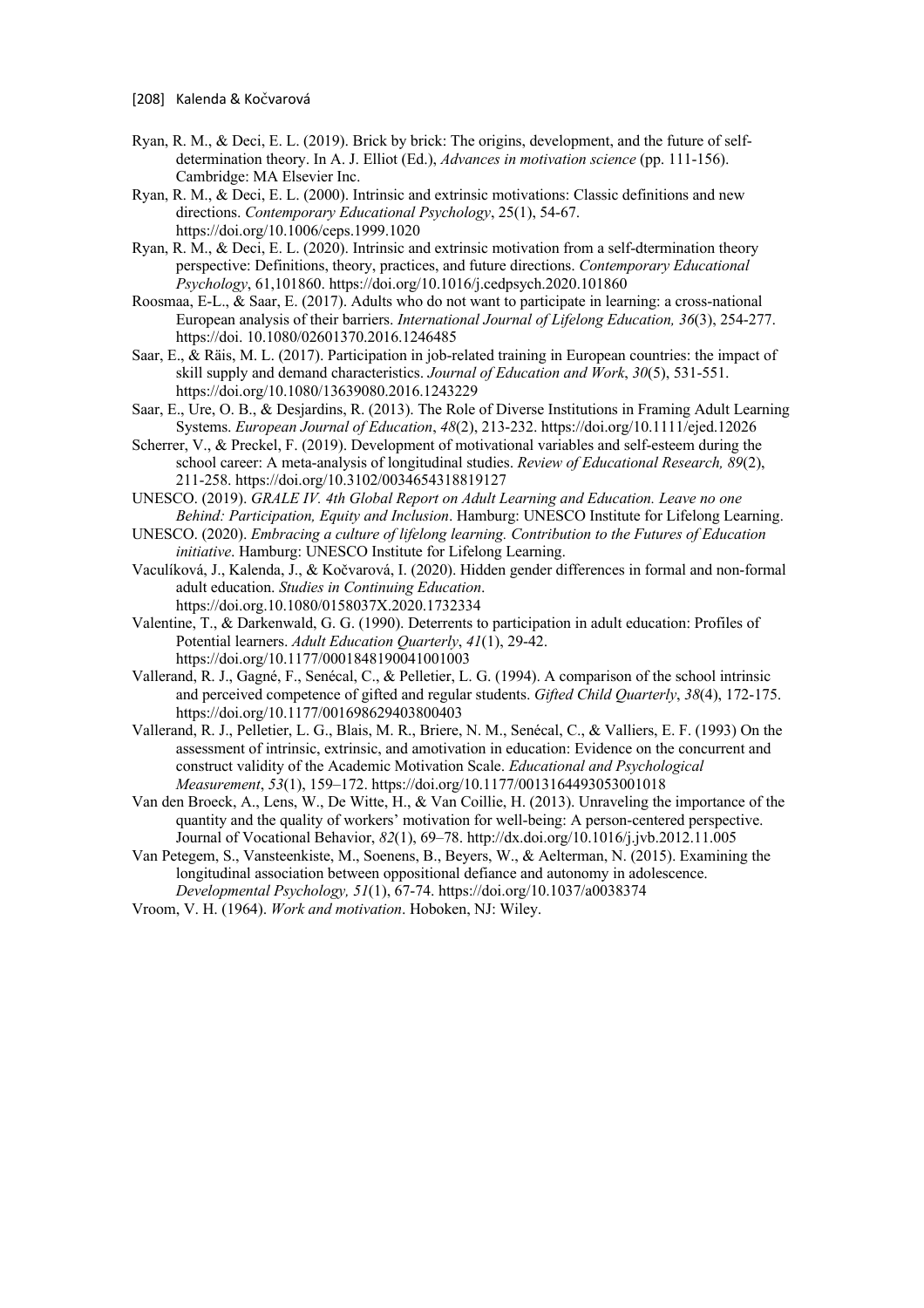Ryan, R. M., & Deci, E. L. (2019). Brick by brick: The origins, development, and the future of self-determination theory. In A. J. Elliot (Ed.), *Advances in motivation science* (pp. 111-156). Cambridge: MA Elsevier Inc.

Ryan, R. M., & Deci, E. L. (2000). Intrinsic and extrinsic motivations: Classic definitions and new directions. *Contemporary Educational Psychology*, 25(1), 54-67. https://doi.org/10.1006/ceps.1999.1020

Ryan, R. M., & Deci, E. L. (2020). Intrinsic and extrinsic motivation from a self-dtermination theory perspective: Definitions, theory, practices, and future directions. *Contemporary Educational Psychology*, 61,101860. https://doi.org/10.1016/j.cedpsych.2020.101860

Roosmaa, E-L., & Saar, E. (2017). Adults who do not want to participate in learning: a cross-national European analysis of their barriers. *International Journal of Lifelong Education, 36*(3), 254-277. https://doi. 10.1080/02601370.2016.1246485

Saar, E., & Räis, M. L. (2017). Participation in job-related training in European countries: the impact of skill supply and demand characteristics. *Journal of Education and Work*, *30*(5), 531-551. https://doi.org/10.1080/13639080.2016.1243229

Saar, E., Ure, O. B., & Desjardins, R. (2013). The Role of Diverse Institutions in Framing Adult Learning Systems. *European Journal of Education*, *48*(2), 213-232. https://doi.org/10.1111/ejed.12026

Scherrer, V., & Preckel, F. (2019). Development of motivational variables and self-esteem during the school career: A meta-analysis of longitudinal studies. *Review of Educational Research, 89*(2), 211-258. https://doi.org/10.3102/0034654318819127

UNESCO. (2019). *GRALE IV. 4th Global Report on Adult Learning and Education. Leave no one Behind: Participation, Equity and Inclusion*. Hamburg: UNESCO Institute for Lifelong Learning.

UNESCO. (2020). *Embracing a culture of lifelong learning. Contribution to the Futures of Education initiative*. Hamburg: UNESCO Institute for Lifelong Learning.

Vaculíková, J., Kalenda, J., & Kočvarová, I. (2020). Hidden gender differences in formal and non-formal adult education. *Studies in Continuing Education*. https://doi.org.10.1080/0158037X.2020.1732334

Valentine, T., & Darkenwald, G. G. (1990). Deterrents to participation in adult education: Profiles of Potential learners. *Adult Education Quarterly*, *41*(1), 29-42. https://doi.org/10.1177/0001848190041001003

Vallerand, R. J., Gagné, F., Senécal, C., & Pelletier, L. G. (1994). A comparison of the school intrinsic and perceived competence of gifted and regular students. *Gifted Child Quarterly*, *38*(4), 172-175. https://doi.org/10.1177/001698629403800403

Vallerand, R. J., Pelletier, L. G., Blais, M. R., Briere, N. M., Senécal, C., & Valliers, E. F. (1993) On the assessment of intrinsic, extrinsic, and amotivation in education: Evidence on the concurrent and construct validity of the Academic Motivation Scale. *Educational and Psychological Measurement*, *53*(1), 159–172. https://doi.org/10.1177/0013164493053001018

Van den Broeck, A., Lens, W., De Witte, H., & Van Coillie, H. (2013). Unraveling the importance of the quantity and the quality of workers' motivation for well-being: A person-centered perspective. Journal of Vocational Behavior, *82*(1), 69–78. http://dx.doi.org/10.1016/j.jvb.2012.11.005

Van Petegem, S., Vansteenkiste, M., Soenens, B., Beyers, W., & Aelterman, N. (2015). Examining the longitudinal association between oppositional defiance and autonomy in adolescence. *Developmental Psychology, 51*(1), 67-74. https://doi.org/10.1037/a0038374

Vroom, V. H. (1964). *Work and motivation*. Hoboken, NJ: Wiley.